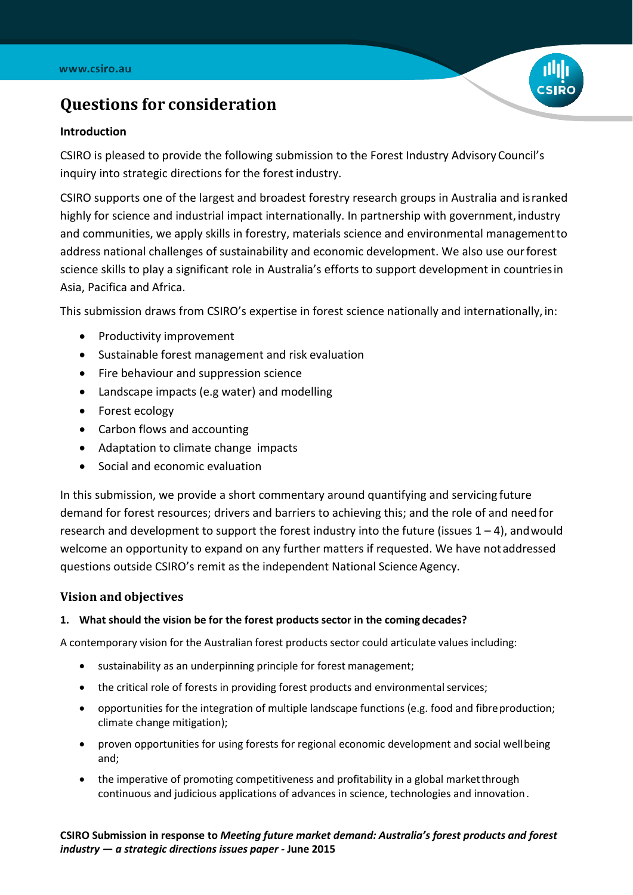# Questions for consideration

**Introduction**

CSIRO is pleased to provide the following submission to the Forest Industry Advisory Council's inquiry into strategic directions for the forest industry.

CSIRO supports one of the largest and broadest forestry research groups in Australia and is ranked highly for science and industrial impact internationally. In partnership with government, industry and communities, we apply skills in forestry, materials science and environmental management to address national challenges of sustainability and economic development. We also use our forest science skills to play a significant role in Australia's efforts to support development in countries in Asia, Pacifica and Africa.

This submission draws from CSIRO's expertise in forest science nationally and internationally, in:

- Productivity improvement
- Sustainable forest management and risk evaluation
- Fire behaviour and suppression science
- Landscape impacts (e.g water) and modelling
- Forest ecology
- Carbon flows and accounting
- Adaptation to climate change impacts
- Social and economic evaluation

In this submission, we provide a short commentary around quantifying and servicing future demand for forest resources; drivers and barriers to achieving this; and the role of and need for research and development to support the forest industry into the future (issues 1 – 4), and would welcome an opportunity to expand on any further matters if requested. We have not addressed questions outside CSIRO's remit as the independent National Science Agency.

## Vision and objectives

**1. What should the vision be for the forest products sector in the coming decades?**

A contemporary vision for the Australian forest products sector could articulate values including:

- sustainability as an underpinning principle for forest management;
- the critical role of forests in providing forest products and environmental services;
- opportunities for the integration of multiple landscape functions (e.g. food and fibre production; climate change mitigation);
- proven opportunities for using forests for regional economic development and social wellbeing and;
- the imperative of promoting competitiveness and profitability in a global market through continuous and judicious applications of advances in science, technologies and innovation.

**CSIRO Submission in response to *Meeting future market demand: Australia's forest products and forest industry — a strategic directions issues paper* - June 2015**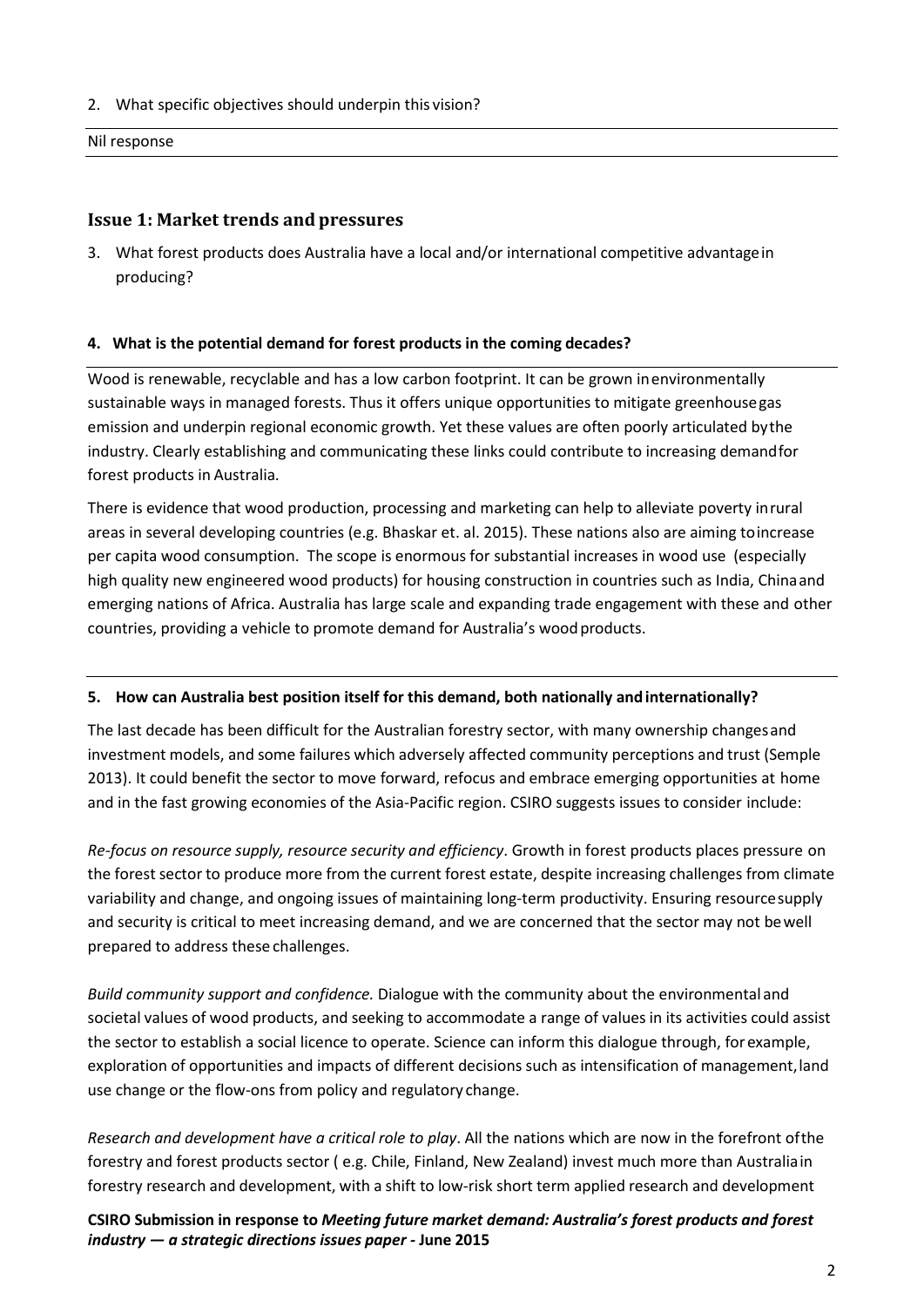2. What specific objectives should underpin this vision?

Nil response

## Issue 1: Market trends and pressures

3. What forest products does Australia have a local and/or international competitive advantage in producing?

**4. What is the potential demand for forest products in the coming decades?**

Wood is renewable, recyclable and has a low carbon footprint. It can be grown in environmentally sustainable ways in managed forests. Thus it offers unique opportunities to mitigate greenhouse gas emission and underpin regional economic growth. Yet these values are often poorly articulated by the industry. Clearly establishing and communicating these links could contribute to increasing demand for forest products in Australia.

There is evidence that wood production, processing and marketing can help to alleviate poverty in rural areas in several developing countries (e.g. Bhaskar et. al. 2015). These nations also are aiming to increase per capita wood consumption. The scope is enormous for substantial increases in wood use (especially high quality new engineered wood products) for housing construction in countries such as India, China and emerging nations of Africa. Australia has large scale and expanding trade engagement with these and other countries, providing a vehicle to promote demand for Australia's wood products.

**5. How can Australia best position itself for this demand, both nationally and internationally?**

The last decade has been difficult for the Australian forestry sector, with many ownership changes and investment models, and some failures which adversely affected community perceptions and trust (Semple 2013). It could benefit the sector to move forward, refocus and embrace emerging opportunities at home and in the fast growing economies of the Asia-Pacific region. CSIRO suggests issues to consider include:

*Re-focus on resource supply, resource security and efficiency*. Growth in forest products places pressure on the forest sector to produce more from the current forest estate, despite increasing challenges from climate variability and change, and ongoing issues of maintaining long-term productivity. Ensuring resource supply and security is critical to meet increasing demand, and we are concerned that the sector may not be well prepared to address these challenges.

*Build community support and confidence.* Dialogue with the community about the environmental and societal values of wood products, and seeking to accommodate a range of values in its activities could assist the sector to establish a social licence to operate. Science can inform this dialogue through, for example, exploration of opportunities and impacts of different decisions such as intensification of management, land use change or the flow-ons from policy and regulatory change.

*Research and development have a critical role to play*. All the nations which are now in the forefront of the forestry and forest products sector ( e.g. Chile, Finland, New Zealand) invest much more than Australia in forestry research and development, with a shift to low-risk short term applied research and development

**CSIRO Submission in response to *Meeting future market demand: Australia's forest products and forest industry — a strategic directions issues paper* - June 2015**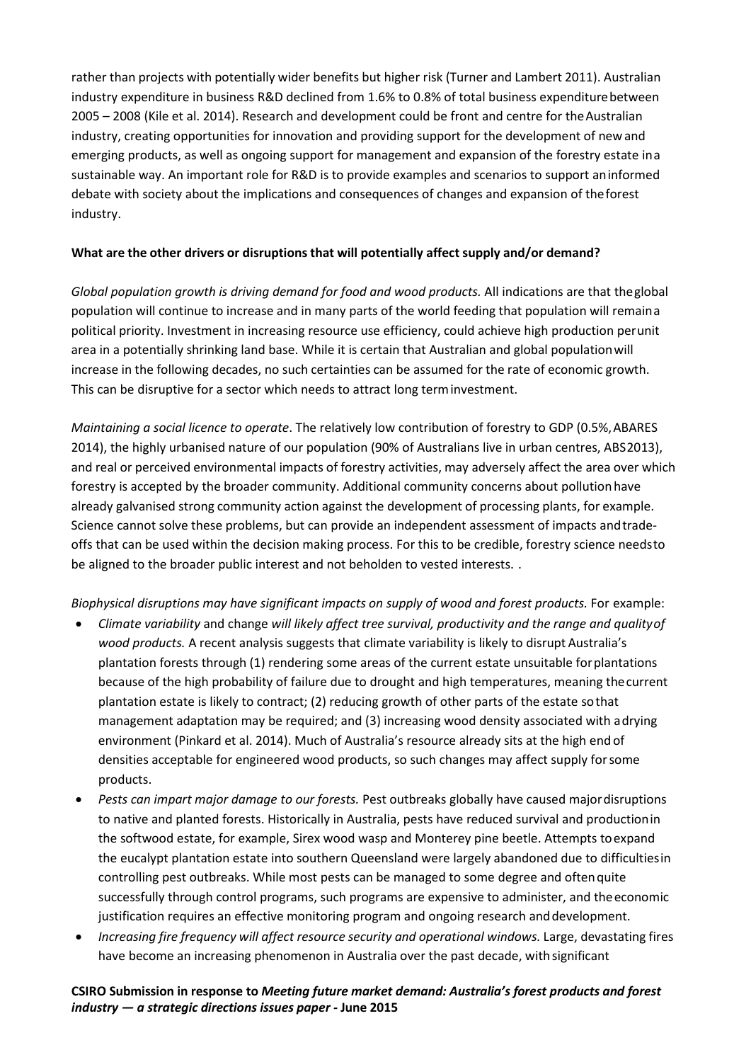rather than projects with potentially wider benefits but higher risk (Turner and Lambert 2011). Australian industry expenditure in business R&D declined from 1.6% to 0.8% of total business expenditure between 2005 – 2008 (Kile et al. 2014). Research and development could be front and centre for the Australian industry, creating opportunities for innovation and providing support for the development of new and emerging products, as well as ongoing support for management and expansion of the forestry estate in a sustainable way. An important role for R&D is to provide examples and scenarios to support an informed debate with society about the implications and consequences of changes and expansion of the forest industry.

**What are the other drivers or disruptions that will potentially affect supply and/or demand?**

*Global population growth is driving demand for food and wood products.* All indications are that the global population will continue to increase and in many parts of the world feeding that population will remain a political priority. Investment in increasing resource use efficiency, could achieve high production per unit area in a potentially shrinking land base. While it is certain that Australian and global population will increase in the following decades, no such certainties can be assumed for the rate of economic growth. This can be disruptive for a sector which needs to attract long term investment.

*Maintaining a social licence to operate*. The relatively low contribution of forestry to GDP (0.5%, ABARES 2014), the highly urbanised nature of our population (90% of Australians live in urban centres, ABS 2013), and real or perceived environmental impacts of forestry activities, may adversely affect the area over which forestry is accepted by the broader community. Additional community concerns about pollution have already galvanised strong community action against the development of processing plants, for example. Science cannot solve these problems, but can provide an independent assessment of impacts and trade-offs that can be used within the decision making process. For this to be credible, forestry science needs to be aligned to the broader public interest and not beholden to vested interests. .

*Biophysical disruptions may have significant impacts on supply of wood and forest products.* For example:

- *Climate variability* and change *will likely affect tree survival, productivity and the range and quality of wood products.* A recent analysis suggests that climate variability is likely to disrupt Australia's plantation forests through (1) rendering some areas of the current estate unsuitable for plantations because of the high probability of failure due to drought and high temperatures, meaning the current plantation estate is likely to contract; (2) reducing growth of other parts of the estate so that management adaptation may be required; and (3) increasing wood density associated with a drying environment (Pinkard et al. 2014). Much of Australia's resource already sits at the high end of densities acceptable for engineered wood products, so such changes may affect supply for some products.
- *Pests can impart major damage to our forests.* Pest outbreaks globally have caused major disruptions to native and planted forests. Historically in Australia, pests have reduced survival and production in the softwood estate, for example, Sirex wood wasp and Monterey pine beetle. Attempts to expand the eucalypt plantation estate into southern Queensland were largely abandoned due to difficulties in controlling pest outbreaks. While most pests can be managed to some degree and often quite successfully through control programs, such programs are expensive to administer, and the economic justification requires an effective monitoring program and ongoing research and development.
- *Increasing fire frequency will affect resource security and operational windows.* Large, devastating fires have become an increasing phenomenon in Australia over the past decade, with significant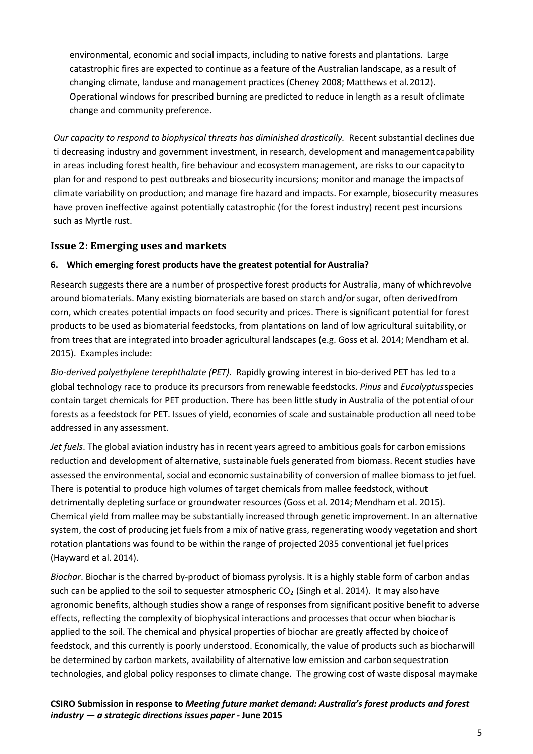environmental, economic and social impacts, including to native forests and plantations. Large catastrophic fires are expected to continue as a feature of the Australian landscape, as a result of changing climate, landuse and management practices (Cheney 2008; Matthews et al. 2012). Operational windows for prescribed burning are predicted to reduce in length as a result of climate change and community preference.

*Our capacity to respond to biophysical threats has diminished drastically.* Recent substantial declines due ti decreasing industry and government investment, in research, development and management capability in areas including forest health, fire behaviour and ecosystem management, are risks to our capacity to plan for and respond to pest outbreaks and biosecurity incursions; monitor and manage the impacts of climate variability on production; and manage fire hazard and impacts. For example, biosecurity measures have proven ineffective against potentially catastrophic (for the forest industry) recent pest incursions such as Myrtle rust.

## Issue 2: Emerging uses and markets

**6. Which emerging forest products have the greatest potential for Australia?**

Research suggests there are a number of prospective forest products for Australia, many of which revolve around biomaterials. Many existing biomaterials are based on starch and/or sugar, often derived from corn, which creates potential impacts on food security and prices. There is significant potential for forest products to be used as biomaterial feedstocks, from plantations on land of low agricultural suitability, or from trees that are integrated into broader agricultural landscapes (e.g. Goss et al. 2014; Mendham et al. 2015). Examples include:

*Bio-derived polyethylene terephthalate (PET)*. Rapidly growing interest in bio-derived PET has led to a global technology race to produce its precursors from renewable feedstocks. *Pinus* and *Eucalyptus* species contain target chemicals for PET production. There has been little study in Australia of the potential of our forests as a feedstock for PET. Issues of yield, economies of scale and sustainable production all need to be addressed in any assessment.

*Jet fuels*. The global aviation industry has in recent years agreed to ambitious goals for carbon emissions reduction and development of alternative, sustainable fuels generated from biomass. Recent studies have assessed the environmental, social and economic sustainability of conversion of mallee biomass to jet fuel. There is potential to produce high volumes of target chemicals from mallee feedstock, without detrimentally depleting surface or groundwater resources (Goss et al. 2014; Mendham et al. 2015). Chemical yield from mallee may be substantially increased through genetic improvement. In an alternative system, the cost of producing jet fuels from a mix of native grass, regenerating woody vegetation and short rotation plantations was found to be within the range of projected 2035 conventional jet fuel prices (Hayward et al. 2014).

*Biochar*. Biochar is the charred by-product of biomass pyrolysis. It is a highly stable form of carbon and as such can be applied to the soil to sequester atmospheric $CO_2$ (Singh et al. 2014). It may also have agronomic benefits, although studies show a range of responses from significant positive benefit to adverse effects, reflecting the complexity of biophysical interactions and processes that occur when biochar is applied to the soil. The chemical and physical properties of biochar are greatly affected by choice of feedstock, and this currently is poorly understood. Economically, the value of products such as biochar will be determined by carbon markets, availability of alternative low emission and carbon sequestration technologies, and global policy responses to climate change. The growing cost of waste disposal may make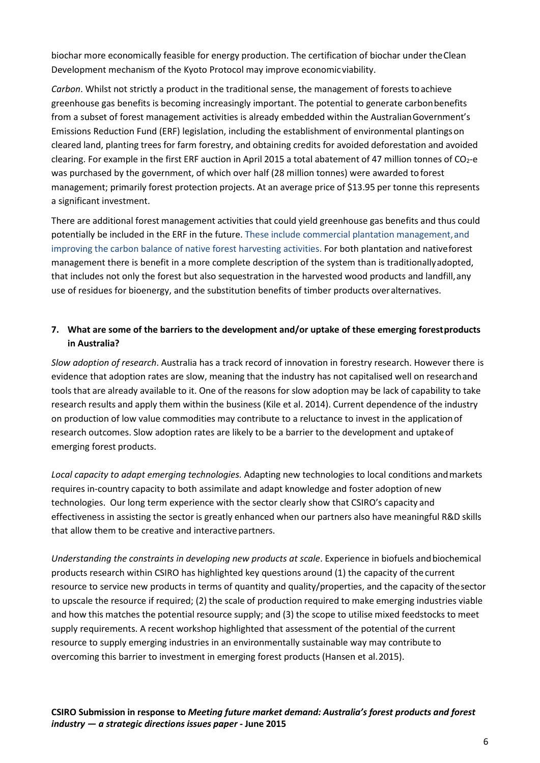biochar more economically feasible for energy production. The certification of biochar under the Clean Development mechanism of the Kyoto Protocol may improve economic viability.

*Carbon*. Whilst not strictly a product in the traditional sense, the management of forests to achieve greenhouse gas benefits is becoming increasingly important. The potential to generate carbon benefits from a subset of forest management activities is already embedded within the Australian Government's Emissions Reduction Fund (ERF) legislation, including the establishment of environmental plantings on cleared land, planting trees for farm forestry, and obtaining credits for avoided deforestation and avoided clearing. For example in the first ERF auction in April 2015 a total abatement of 47 million tonnes of $CO_2$-e was purchased by the government, of which over half (28 million tonnes) were awarded to forest management; primarily forest protection projects. At an average price of $13.95 per tonne this represents a significant investment.

There are additional forest management activities that could yield greenhouse gas benefits and thus could potentially be included in the ERF in the future. These include commercial plantation management, and improving the carbon balance of native forest harvesting activities. For both plantation and native forest management there is benefit in a more complete description of the system than is traditionally adopted, that includes not only the forest but also sequestration in the harvested wood products and landfill, any use of residues for bioenergy, and the substitution benefits of timber products over alternatives.

**7. What are some of the barriers to the development and/or uptake of these emerging forest products in Australia?**

*Slow adoption of research*. Australia has a track record of innovation in forestry research. However there is evidence that adoption rates are slow, meaning that the industry has not capitalised well on research and tools that are already available to it. One of the reasons for slow adoption may be lack of capability to take research results and apply them within the business (Kile et al. 2014). Current dependence of the industry on production of low value commodities may contribute to a reluctance to invest in the application of research outcomes. Slow adoption rates are likely to be a barrier to the development and uptake of emerging forest products.

*Local capacity to adapt emerging technologies.* Adapting new technologies to local conditions and markets requires in-country capacity to both assimilate and adapt knowledge and foster adoption of new technologies. Our long term experience with the sector clearly show that CSIRO's capacity and effectiveness in assisting the sector is greatly enhanced when our partners also have meaningful R&D skills that allow them to be creative and interactive partners.

*Understanding the constraints in developing new products at scale*. Experience in biofuels and biochemical products research within CSIRO has highlighted key questions around (1) the capacity of the current resource to service new products in terms of quantity and quality/properties, and the capacity of the sector to upscale the resource if required; (2) the scale of production required to make emerging industries viable and how this matches the potential resource supply; and (3) the scope to utilise mixed feedstocks to meet supply requirements. A recent workshop highlighted that assessment of the potential of the current resource to supply emerging industries in an environmentally sustainable way may contribute to overcoming this barrier to investment in emerging forest products (Hansen et al. 2015).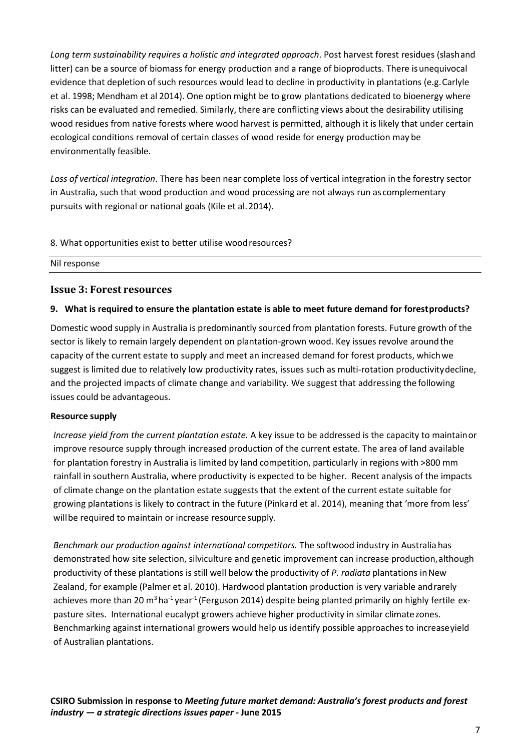*Long term sustainability requires a holistic and integrated approach*. Post harvest forest residues (slash and litter) can be a source of biomass for energy production and a range of bioproducts. There is unequivocal evidence that depletion of such resources would lead to decline in productivity in plantations (e.g. Carlyle et al. 1998; Mendham et al 2014). One option might be to grow plantations dedicated to bioenergy where risks can be evaluated and remedied. Similarly, there are conflicting views about the desirability utilising wood residues from native forests where wood harvest is permitted, although it is likely that under certain ecological conditions removal of certain classes of wood reside for energy production may be environmentally feasible.

*Loss of vertical integration*. There has been near complete loss of vertical integration in the forestry sector in Australia, such that wood production and wood processing are not always run as complementary pursuits with regional or national goals (Kile et al. 2014).

8. What opportunities exist to better utilise wood resources?

Nil response

## Issue 3: Forest resources

### 9. What is required to ensure the plantation estate is able to meet future demand for forest products?

Domestic wood supply in Australia is predominantly sourced from plantation forests. Future growth of the sector is likely to remain largely dependent on plantation-grown wood. Key issues revolve around the capacity of the current estate to supply and meet an increased demand for forest products, which we suggest is limited due to relatively low productivity rates, issues such as multi-rotation productivity decline, and the projected impacts of climate change and variability. We suggest that addressing the following issues could be advantageous.

**Resource supply**

*Increase yield from the current plantation estate.* A key issue to be addressed is the capacity to maintain or improve resource supply through increased production of the current estate. The area of land available for plantation forestry in Australia is limited by land competition, particularly in regions with >800 mm rainfall in southern Australia, where productivity is expected to be higher. Recent analysis of the impacts of climate change on the plantation estate suggests that the extent of the current estate suitable for growing plantations is likely to contract in the future (Pinkard et al. 2014), meaning that 'more from less' will be required to maintain or increase resource supply.

*Benchmark our production against international competitors.* The softwood industry in Australia has demonstrated how site selection, silviculture and genetic improvement can increase production, although productivity of these plantations is still well below the productivity of *P. radiata* plantations in New Zealand, for example (Palmer et al. 2010). Hardwood plantation production is very variable and rarely achieves more than 20 $m^3 ha^{-1} year^{-1}$ (Ferguson 2014) despite being planted primarily on highly fertile ex-pasture sites. International eucalypt growers achieve higher productivity in similar climate zones. Benchmarking against international growers would help us identify possible approaches to increase yield of Australian plantations.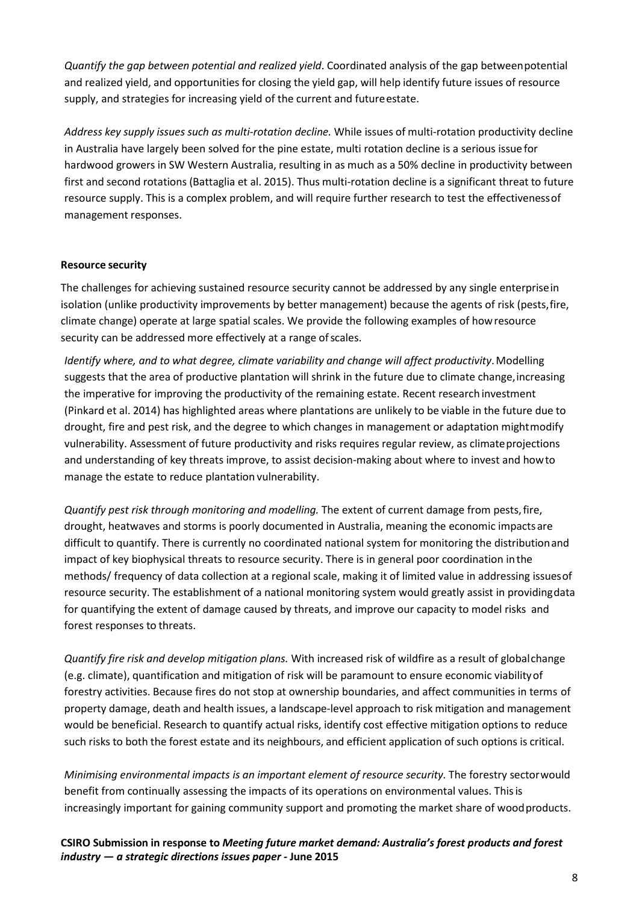*Quantify the gap between potential and realized yield*. Coordinated analysis of the gap between potential and realized yield, and opportunities for closing the yield gap, will help identify future issues of resource supply, and strategies for increasing yield of the current and future estate.

*Address key supply issues such as multi-rotation decline.* While issues of multi-rotation productivity decline in Australia have largely been solved for the pine estate, multi rotation decline is a serious issue for hardwood growers in SW Western Australia, resulting in as much as a 50% decline in productivity between first and second rotations (Battaglia et al. 2015). Thus multi-rotation decline is a significant threat to future resource supply. This is a complex problem, and will require further research to test the effectiveness of management responses.

**Resource security**

The challenges for achieving sustained resource security cannot be addressed by any single enterprise in isolation (unlike productivity improvements by better management) because the agents of risk (pests, fire, climate change) operate at large spatial scales. We provide the following examples of how resource security can be addressed more effectively at a range of scales.

*Identify where, and to what degree, climate variability and change will affect productivity*. Modelling suggests that the area of productive plantation will shrink in the future due to climate change, increasing the imperative for improving the productivity of the remaining estate. Recent research investment (Pinkard et al. 2014) has highlighted areas where plantations are unlikely to be viable in the future due to drought, fire and pest risk, and the degree to which changes in management or adaptation might modify vulnerability. Assessment of future productivity and risks requires regular review, as climate projections and understanding of key threats improve, to assist decision-making about where to invest and how to manage the estate to reduce plantation vulnerability.

*Quantify pest risk through monitoring and modelling.* The extent of current damage from pests, fire, drought, heatwaves and storms is poorly documented in Australia, meaning the economic impacts are difficult to quantify. There is currently no coordinated national system for monitoring the distribution and impact of key biophysical threats to resource security. There is in general poor coordination in the methods/ frequency of data collection at a regional scale, making it of limited value in addressing issues of resource security. The establishment of a national monitoring system would greatly assist in providing data for quantifying the extent of damage caused by threats, and improve our capacity to model risks and forest responses to threats.

*Quantify fire risk and develop mitigation plans.* With increased risk of wildfire as a result of global change (e.g. climate), quantification and mitigation of risk will be paramount to ensure economic viability of forestry activities. Because fires do not stop at ownership boundaries, and affect communities in terms of property damage, death and health issues, a landscape-level approach to risk mitigation and management would be beneficial. Research to quantify actual risks, identify cost effective mitigation options to reduce such risks to both the forest estate and its neighbours, and efficient application of such options is critical.

*Minimising environmental impacts is an important element of resource security.* The forestry sector would benefit from continually assessing the impacts of its operations on environmental values. This is increasingly important for gaining community support and promoting the market share of wood products.

**CSIRO Submission in response to *Meeting future market demand: Australia's forest products and forest industry — a strategic directions issues paper* - June 2015**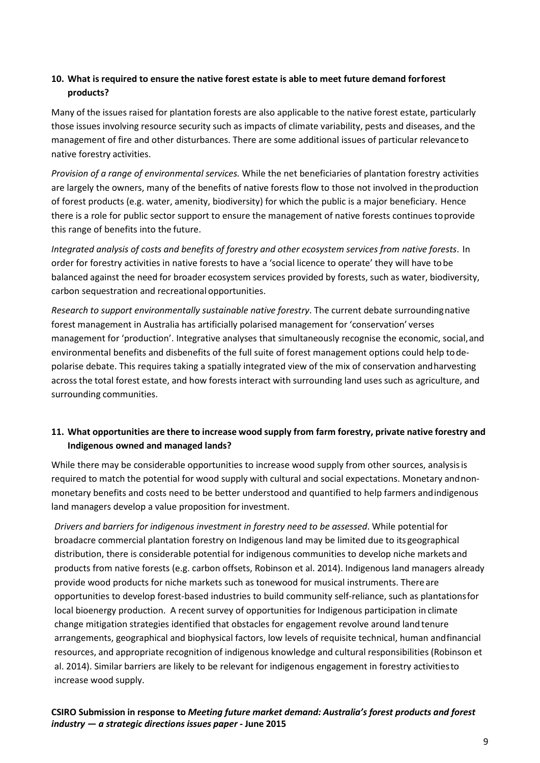**10. What is required to ensure the native forest estate is able to meet future demand forforest products?**

Many of the issues raised for plantation forests are also applicable to the native forest estate, particularly those issues involving resource security such as impacts of climate variability, pests and diseases, and the management of fire and other disturbances. There are some additional issues of particular relevanceto native forestry activities.

*Provision of a range of environmental services.* While the net beneficiaries of plantation forestry activities are largely the owners, many of the benefits of native forests flow to those not involved in theproduction of forest products (e.g. water, amenity, biodiversity) for which the public is a major beneficiary. Hence there is a role for public sector support to ensure the management of native forests continues toprovide this range of benefits into the future.

*Integrated analysis of costs and benefits of forestry and other ecosystem services from native forests*. In order for forestry activities in native forests to have a 'social licence to operate' they will have tobe balanced against the need for broader ecosystem services provided by forests, such as water, biodiversity, carbon sequestration and recreationalopportunities.

*Research to support environmentally sustainable native forestry*. The current debate surroundingnative forest management in Australia has artificially polarised management for 'conservation' verses management for 'production'. Integrative analyses that simultaneously recognise the economic, social,and environmental benefits and disbenefits of the full suite of forest management options could help tode-polarise debate. This requires taking a spatially integrated view of the mix of conservation andharvesting across the total forest estate, and how forests interact with surrounding land uses such as agriculture, and surrounding communities.

**11. What opportunities are there to increase wood supply from farm forestry, private native forestry and Indigenous owned and managed lands?**

While there may be considerable opportunities to increase wood supply from other sources, analysisis required to match the potential for wood supply with cultural and social expectations. Monetary andnon-monetary benefits and costs need to be better understood and quantified to help farmers andindigenous land managers develop a value proposition forinvestment.

*Drivers and barriers for indigenous investment in forestry need to be assessed*. While potentialfor broadacre commercial plantation forestry on Indigenous land may be limited due to itsgeographical distribution, there is considerable potential for indigenous communities to develop niche marketsand products from native forests (e.g. carbon offsets, Robinson et al. 2014). Indigenous land managers already provide wood products for niche markets such as tonewood for musical instruments. Thereare opportunities to develop forest-based industries to build community self-reliance, such as plantationsfor local bioenergy production. A recent survey of opportunities for Indigenous participation in climate change mitigation strategies identified that obstacles for engagement revolve around landtenure arrangements, geographical and biophysical factors, low levels of requisite technical, human andfinancial resources, and appropriate recognition of indigenous knowledge and cultural responsibilities (Robinson et al. 2014). Similar barriers are likely to be relevant for indigenous engagement in forestry activitiesto increase wood supply.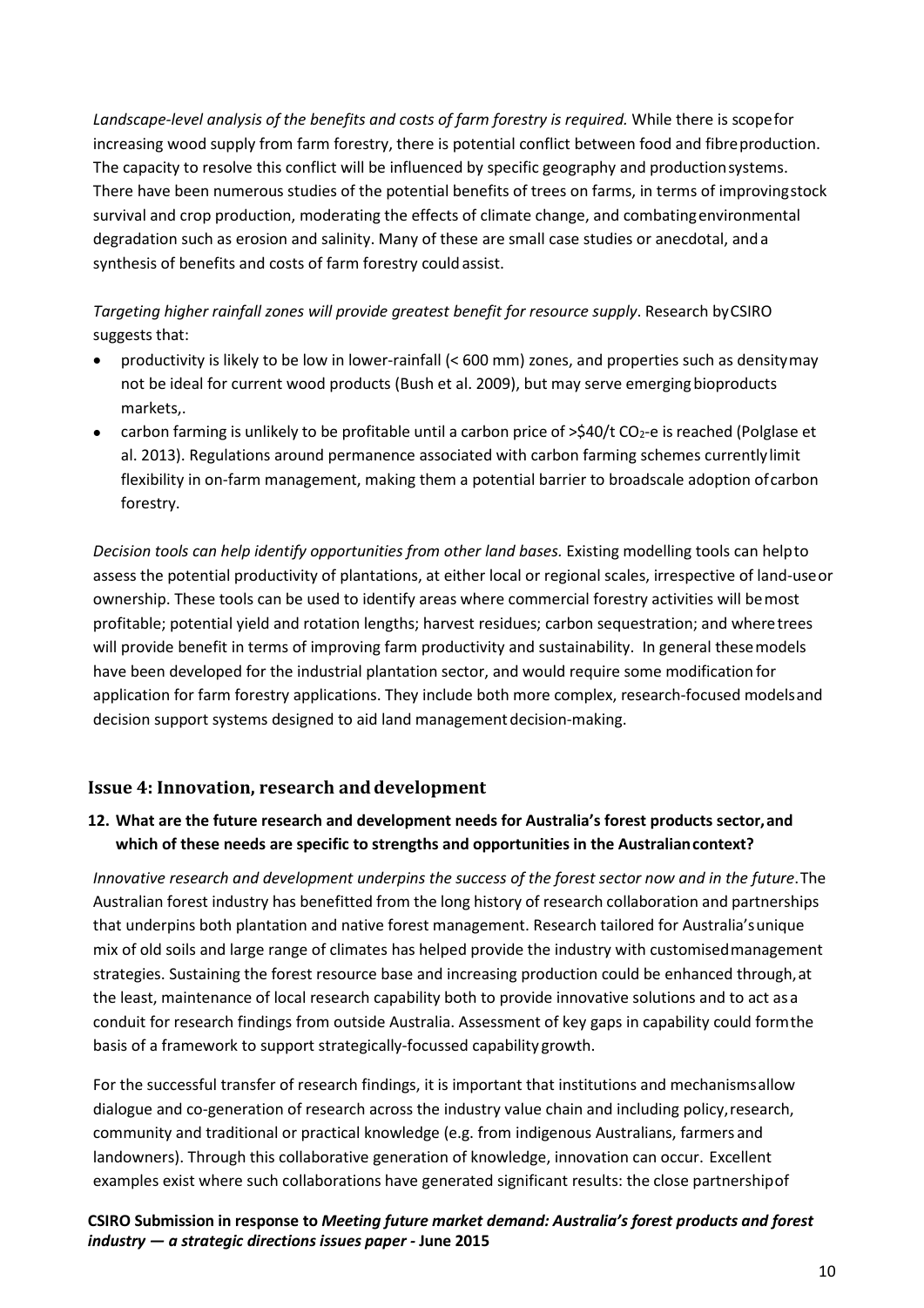*Landscape-level analysis of the benefits and costs of farm forestry is required.* While there is scope for increasing wood supply from farm forestry, there is potential conflict between food and fibre production. The capacity to resolve this conflict will be influenced by specific geography and production systems. There have been numerous studies of the potential benefits of trees on farms, in terms of improving stock survival and crop production, moderating the effects of climate change, and combating environmental degradation such as erosion and salinity. Many of these are small case studies or anecdotal, and a synthesis of benefits and costs of farm forestry could assist.

*Targeting higher rainfall zones will provide greatest benefit for resource supply*. Research by CSIRO suggests that:

- productivity is likely to be low in lower-rainfall (< 600 mm) zones, and properties such as density may not be ideal for current wood products (Bush et al. 2009), but may serve emerging bioproducts markets,.
- carbon farming is unlikely to be profitable until a carbon price of >$40/t $CO_2$-e is reached (Polglase et al. 2013). Regulations around permanence associated with carbon farming schemes currently limit flexibility in on-farm management, making them a potential barrier to broadscale adoption of carbon forestry.

*Decision tools can help identify opportunities from other land bases.* Existing modelling tools can help to assess the potential productivity of plantations, at either local or regional scales, irrespective of land-use or ownership. These tools can be used to identify areas where commercial forestry activities will be most profitable; potential yield and rotation lengths; harvest residues; carbon sequestration; and where trees will provide benefit in terms of improving farm productivity and sustainability. In general these models have been developed for the industrial plantation sector, and would require some modification for application for farm forestry applications. They include both more complex, research-focused models and decision support systems designed to aid land management decision-making.

## Issue 4: Innovation, research and development

**12. What are the future research and development needs for Australia's forest products sector, and which of these needs are specific to strengths and opportunities in the Australian context?**

*Innovative research and development underpins the success of the forest sector now and in the future*. The Australian forest industry has benefitted from the long history of research collaboration and partnerships that underpins both plantation and native forest management. Research tailored for Australia's unique mix of old soils and large range of climates has helped provide the industry with customised management strategies. Sustaining the forest resource base and increasing production could be enhanced through, at the least, maintenance of local research capability both to provide innovative solutions and to act as a conduit for research findings from outside Australia. Assessment of key gaps in capability could form the basis of a framework to support strategically-focussed capability growth.

For the successful transfer of research findings, it is important that institutions and mechanisms allow dialogue and co-generation of research across the industry value chain and including policy, research, community and traditional or practical knowledge (e.g. from indigenous Australians, farmers and landowners). Through this collaborative generation of knowledge, innovation can occur. Excellent examples exist where such collaborations have generated significant results: the close partnership of

**CSIRO Submission in response to *Meeting future market demand: Australia's forest products and forest industry — a strategic directions issues paper* - June 2015**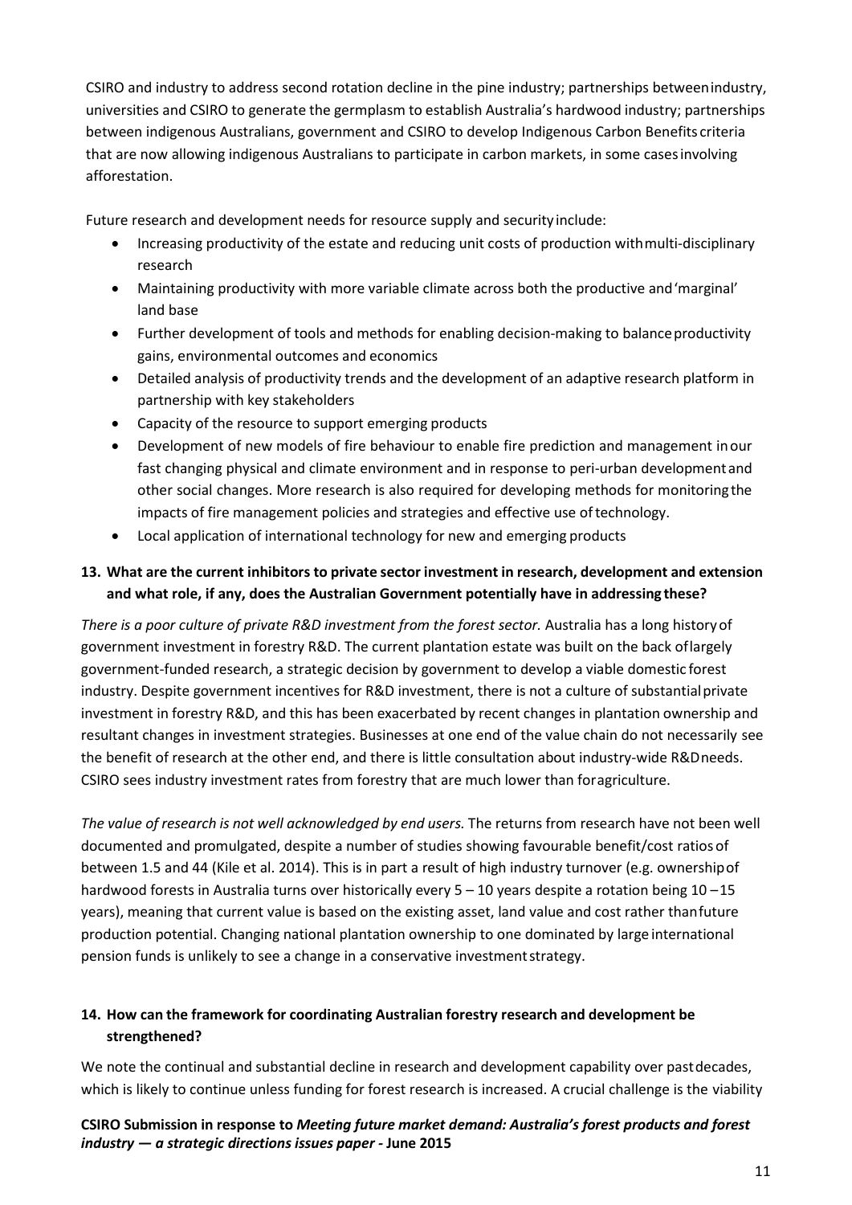CSIRO and industry to address second rotation decline in the pine industry; partnerships between industry, universities and CSIRO to generate the germplasm to establish Australia's hardwood industry; partnerships between indigenous Australians, government and CSIRO to develop Indigenous Carbon Benefits criteria that are now allowing indigenous Australians to participate in carbon markets, in some cases involving afforestation.

Future research and development needs for resource supply and security include:

- Increasing productivity of the estate and reducing unit costs of production with multi-disciplinary research
- Maintaining productivity with more variable climate across both the productive and 'marginal' land base
- Further development of tools and methods for enabling decision-making to balance productivity gains, environmental outcomes and economics
- Detailed analysis of productivity trends and the development of an adaptive research platform in partnership with key stakeholders
- Capacity of the resource to support emerging products
- Development of new models of fire behaviour to enable fire prediction and management in our fast changing physical and climate environment and in response to peri-urban development and other social changes. More research is also required for developing methods for monitoring the impacts of fire management policies and strategies and effective use of technology.
- Local application of international technology for new and emerging products

**13. What are the current inhibitors to private sector investment in research, development and extension and what role, if any, does the Australian Government potentially have in addressing these?**

*There is a poor culture of private R&D investment from the forest sector.* Australia has a long history of government investment in forestry R&D. The current plantation estate was built on the back of largely government-funded research, a strategic decision by government to develop a viable domestic forest industry. Despite government incentives for R&D investment, there is not a culture of substantial private investment in forestry R&D, and this has been exacerbated by recent changes in plantation ownership and resultant changes in investment strategies. Businesses at one end of the value chain do not necessarily see the benefit of research at the other end, and there is little consultation about industry-wide R&D needs. CSIRO sees industry investment rates from forestry that are much lower than for agriculture.

*The value of research is not well acknowledged by end users.* The returns from research have not been well documented and promulgated, despite a number of studies showing favourable benefit/cost ratios of between 1.5 and 44 (Kile et al. 2014). This is in part a result of high industry turnover (e.g. ownership of hardwood forests in Australia turns over historically every 5 – 10 years despite a rotation being 10 – 15 years), meaning that current value is based on the existing asset, land value and cost rather than future production potential. Changing national plantation ownership to one dominated by large international pension funds is unlikely to see a change in a conservative investment strategy.

**14. How can the framework for coordinating Australian forestry research and development be strengthened?**

We note the continual and substantial decline in research and development capability over past decades, which is likely to continue unless funding for forest research is increased. A crucial challenge is the viability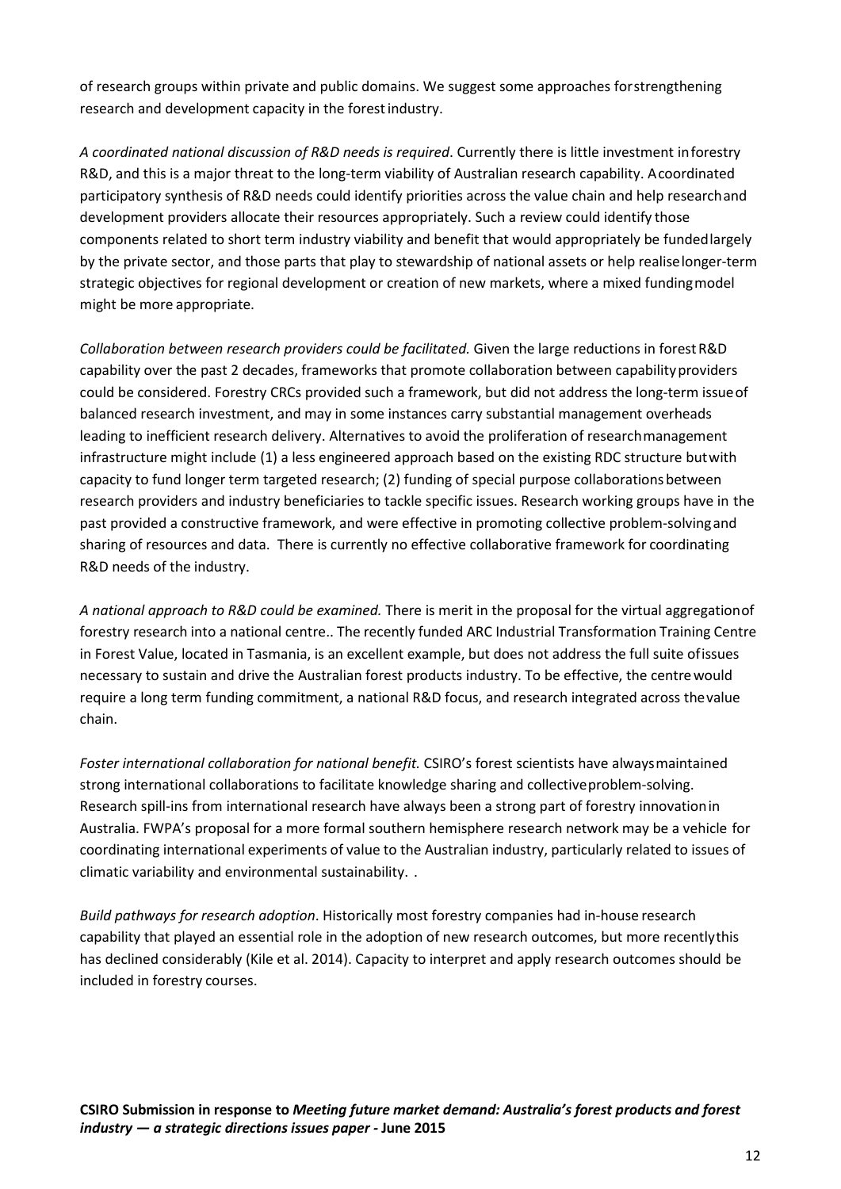of research groups within private and public domains. We suggest some approaches for strengthening research and development capacity in the forest industry.

*A coordinated national discussion of R&D needs is required*. Currently there is little investment in forestry R&D, and this is a major threat to the long-term viability of Australian research capability. A coordinated participatory synthesis of R&D needs could identify priorities across the value chain and help research and development providers allocate their resources appropriately. Such a review could identify those components related to short term industry viability and benefit that would appropriately be funded largely by the private sector, and those parts that play to stewardship of national assets or help realise longer-term strategic objectives for regional development or creation of new markets, where a mixed funding model might be more appropriate.

*Collaboration between research providers could be facilitated.* Given the large reductions in forest R&D capability over the past 2 decades, frameworks that promote collaboration between capability providers could be considered. Forestry CRCs provided such a framework, but did not address the long-term issue of balanced research investment, and may in some instances carry substantial management overheads leading to inefficient research delivery. Alternatives to avoid the proliferation of research management infrastructure might include (1) a less engineered approach based on the existing RDC structure but with capacity to fund longer term targeted research; (2) funding of special purpose collaborations between research providers and industry beneficiaries to tackle specific issues. Research working groups have in the past provided a constructive framework, and were effective in promoting collective problem-solving and sharing of resources and data. There is currently no effective collaborative framework for coordinating R&D needs of the industry.

*A national approach to R&D could be examined.* There is merit in the proposal for the virtual aggregation of forestry research into a national centre.. The recently funded ARC Industrial Transformation Training Centre in Forest Value, located in Tasmania, is an excellent example, but does not address the full suite of issues necessary to sustain and drive the Australian forest products industry. To be effective, the centre would require a long term funding commitment, a national R&D focus, and research integrated across the value chain.

*Foster international collaboration for national benefit.* CSIRO's forest scientists have always maintained strong international collaborations to facilitate knowledge sharing and collective problem-solving. Research spill-ins from international research have always been a strong part of forestry innovation in Australia. FWPA's proposal for a more formal southern hemisphere research network may be a vehicle for coordinating international experiments of value to the Australian industry, particularly related to issues of climatic variability and environmental sustainability. .

*Build pathways for research adoption*. Historically most forestry companies had in-house research capability that played an essential role in the adoption of new research outcomes, but more recently this has declined considerably (Kile et al. 2014). Capacity to interpret and apply research outcomes should be included in forestry courses.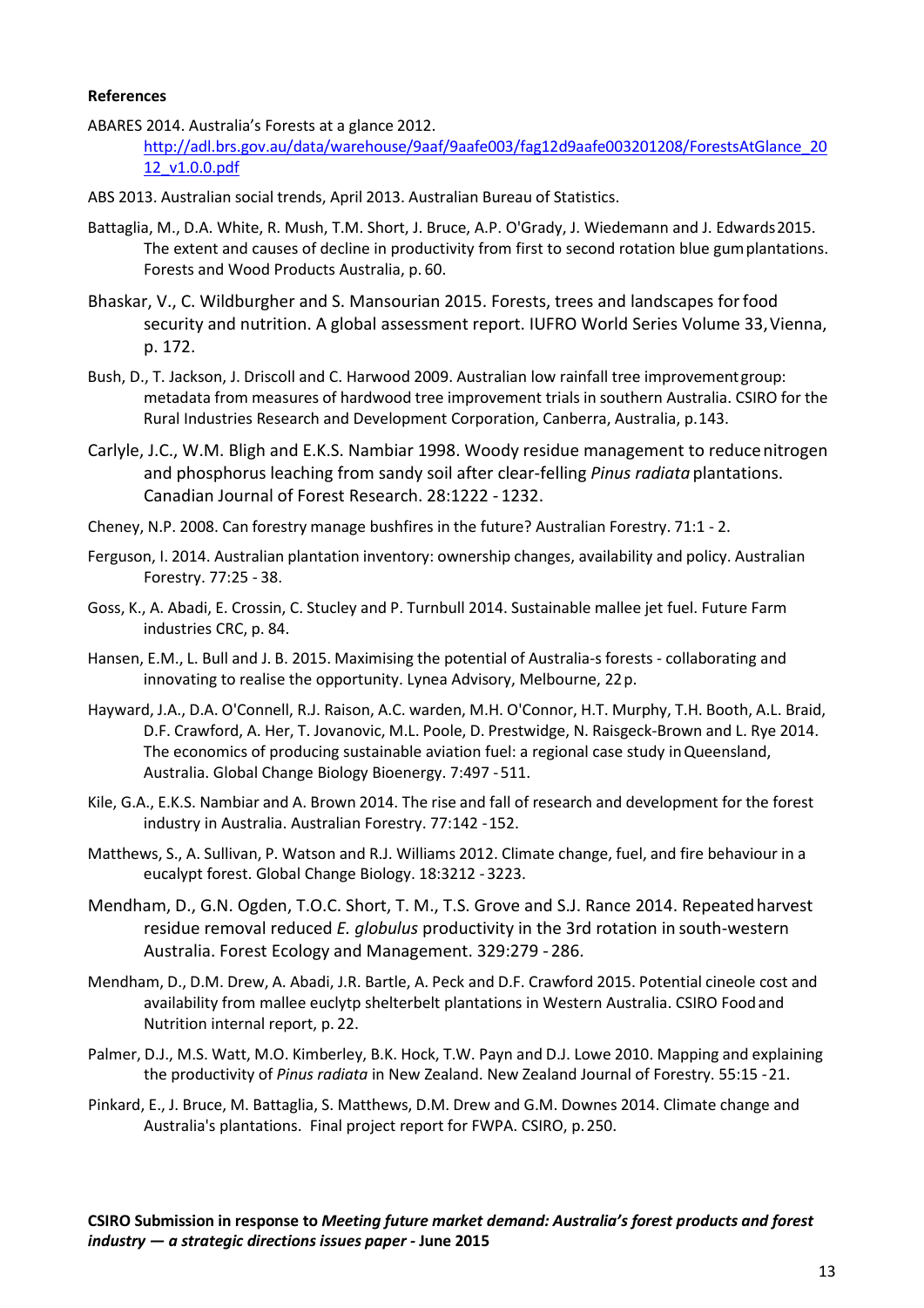**References**

ABARES 2014. Australia's Forests at a glance 2012. http://adl.brs.gov.au/data/warehouse/9aaf/9aafe003/fag12d9aafe003201208/ForestsAtGlance_2012_v1.0.0.pdf

ABS 2013. Australian social trends, April 2013. Australian Bureau of Statistics.

Battaglia, M., D.A. White, R. Mush, T.M. Short, J. Bruce, A.P. O'Grady, J. Wiedemann and J. Edwards 2015. The extent and causes of decline in productivity from first to second rotation blue gum plantations. Forests and Wood Products Australia, p. 60.

Bhaskar, V., C. Wildburgher and S. Mansourian 2015. Forests, trees and landscapes for food security and nutrition. A global assessment report. IUFRO World Series Volume 33, Vienna, p. 172.

Bush, D., T. Jackson, J. Driscoll and C. Harwood 2009. Australian low rainfall tree improvement group: metadata from measures of hardwood tree improvement trials in southern Australia. CSIRO for the Rural Industries Research and Development Corporation, Canberra, Australia, p.143.

Carlyle, J.C., W.M. Bligh and E.K.S. Nambiar 1998. Woody residue management to reduce nitrogen and phosphorus leaching from sandy soil after clear-felling *Pinus radiata* plantations. Canadian Journal of Forest Research. 28:1222 - 1232.

Cheney, N.P. 2008. Can forestry manage bushfires in the future? Australian Forestry. 71:1 - 2.

Ferguson, I. 2014. Australian plantation inventory: ownership changes, availability and policy. Australian Forestry. 77:25 - 38.

Goss, K., A. Abadi, E. Crossin, C. Stucley and P. Turnbull 2014. Sustainable mallee jet fuel. Future Farm industries CRC, p. 84.

Hansen, E.M., L. Bull and J. B. 2015. Maximising the potential of Australia-s forests - collaborating and innovating to realise the opportunity. Lynea Advisory, Melbourne, 22 p.

Hayward, J.A., D.A. O'Connell, R.J. Raison, A.C. warden, M.H. O'Connor, H.T. Murphy, T.H. Booth, A.L. Braid, D.F. Crawford, A. Her, T. Jovanovic, M.L. Poole, D. Prestwidge, N. Raisgeck-Brown and L. Rye 2014. The economics of producing sustainable aviation fuel: a regional case study in Queensland, Australia. Global Change Biology Bioenergy. 7:497 -511.

Kile, G.A., E.K.S. Nambiar and A. Brown 2014. The rise and fall of research and development for the forest industry in Australia. Australian Forestry. 77:142 -152.

Matthews, S., A. Sullivan, P. Watson and R.J. Williams 2012. Climate change, fuel, and fire behaviour in a eucalypt forest. Global Change Biology. 18:3212 - 3223.

Mendham, D., G.N. Ogden, T.O.C. Short, T. M., T.S. Grove and S.J. Rance 2014. Repeated harvest residue removal reduced *E. globulus* productivity in the 3rd rotation in south-western Australia. Forest Ecology and Management. 329:279 - 286.

Mendham, D., D.M. Drew, A. Abadi, J.R. Bartle, A. Peck and D.F. Crawford 2015. Potential cineole cost and availability from mallee euclytp shelterbelt plantations in Western Australia. CSIRO Food and Nutrition internal report, p. 22.

Palmer, D.J., M.S. Watt, M.O. Kimberley, B.K. Hock, T.W. Payn and D.J. Lowe 2010. Mapping and explaining the productivity of *Pinus radiata* in New Zealand. New Zealand Journal of Forestry. 55:15 -21.

Pinkard, E., J. Bruce, M. Battaglia, S. Matthews, D.M. Drew and G.M. Downes 2014. Climate change and Australia's plantations. Final project report for FWPA. CSIRO, p. 250.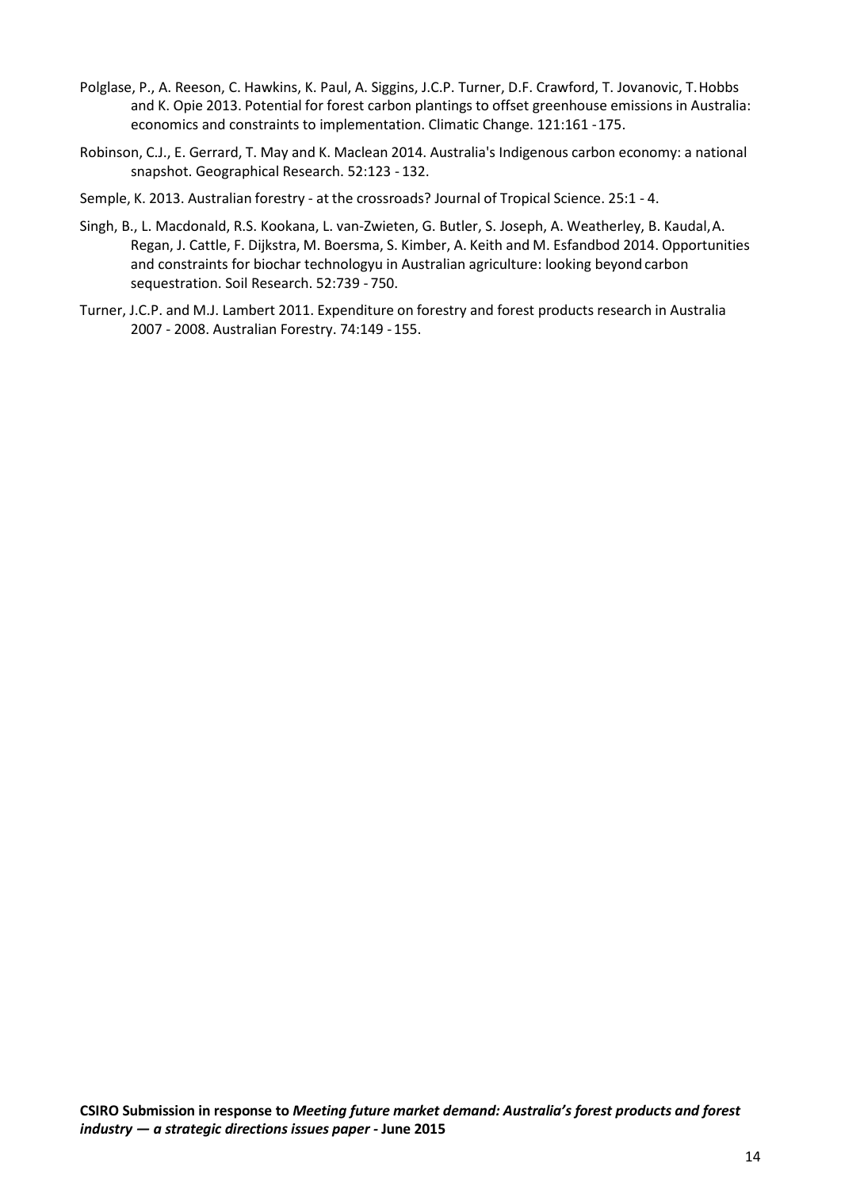Polglase, P., A. Reeson, C. Hawkins, K. Paul, A. Siggins, J.C.P. Turner, D.F. Crawford, T. Jovanovic, T. Hobbs and K. Opie 2013. Potential for forest carbon plantings to offset greenhouse emissions in Australia: economics and constraints to implementation. Climatic Change. 121:161 - 175.

Robinson, C.J., E. Gerrard, T. May and K. Maclean 2014. Australia's Indigenous carbon economy: a national snapshot. Geographical Research. 52:123 - 132.

Semple, K. 2013. Australian forestry - at the crossroads? Journal of Tropical Science. 25:1 - 4.

Singh, B., L. Macdonald, R.S. Kookana, L. van-Zwieten, G. Butler, S. Joseph, A. Weatherley, B. Kaudal, A. Regan, J. Cattle, F. Dijkstra, M. Boersma, S. Kimber, A. Keith and M. Esfandbod 2014. Opportunities and constraints for biochar technologyu in Australian agriculture: looking beyond carbon sequestration. Soil Research. 52:739 - 750.

Turner, J.C.P. and M.J. Lambert 2011. Expenditure on forestry and forest products research in Australia 2007 - 2008. Australian Forestry. 74:149 - 155.